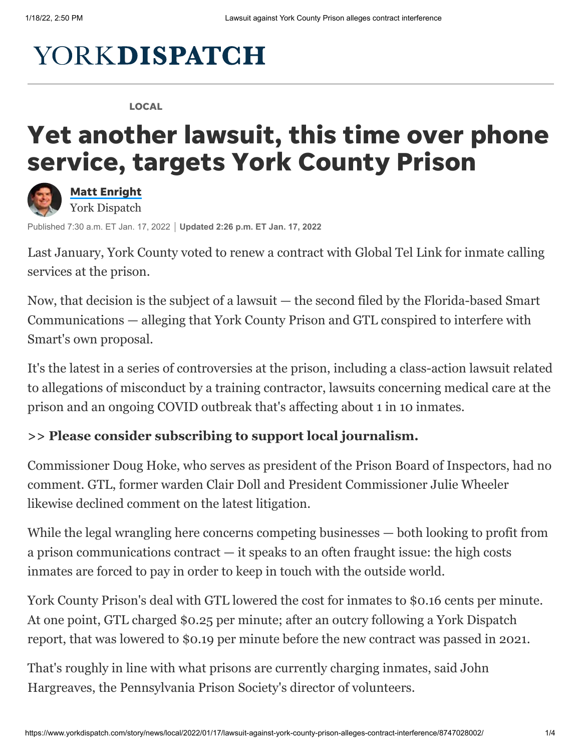# YORKDISPATCH

LOCAL

# Yet another lawsuit, this time over phone service, targets York County Prison

**Matt Enright**
York Dispatch

Published 7:30 a.m. ET Jan. 17, 2022 | **Updated 2:26 p.m. ET Jan. 17, 2022**

Last January, York County voted to renew a contract with Global Tel Link for inmate calling services at the prison.

Now, that decision is the subject of a lawsuit — the second filed by the Florida-based Smart Communications — alleging that York County Prison and GTL conspired to interfere with Smart's own proposal.

It's the latest in a series of controversies at the prison, including a class-action lawsuit related to allegations of misconduct by a training contractor, lawsuits concerning medical care at the prison and an ongoing COVID outbreak that's affecting about 1 in 10 inmates.

>> **Please consider subscribing to support local journalism.**

Commissioner Doug Hoke, who serves as president of the Prison Board of Inspectors, had no comment. GTL, former warden Clair Doll and President Commissioner Julie Wheeler likewise declined comment on the latest litigation.

While the legal wrangling here concerns competing businesses — both looking to profit from a prison communications contract — it speaks to an often fraught issue: the high costs inmates are forced to pay in order to keep in touch with the outside world.

York County Prison's deal with GTL lowered the cost for inmates to $0.16 cents per minute. At one point, GTL charged $0.25 per minute; after an outcry following a York Dispatch report, that was lowered to $0.19 per minute before the new contract was passed in 2021.

That's roughly in line with what prisons are currently charging inmates, said John Hargreaves, the Pennsylvania Prison Society's director of volunteers.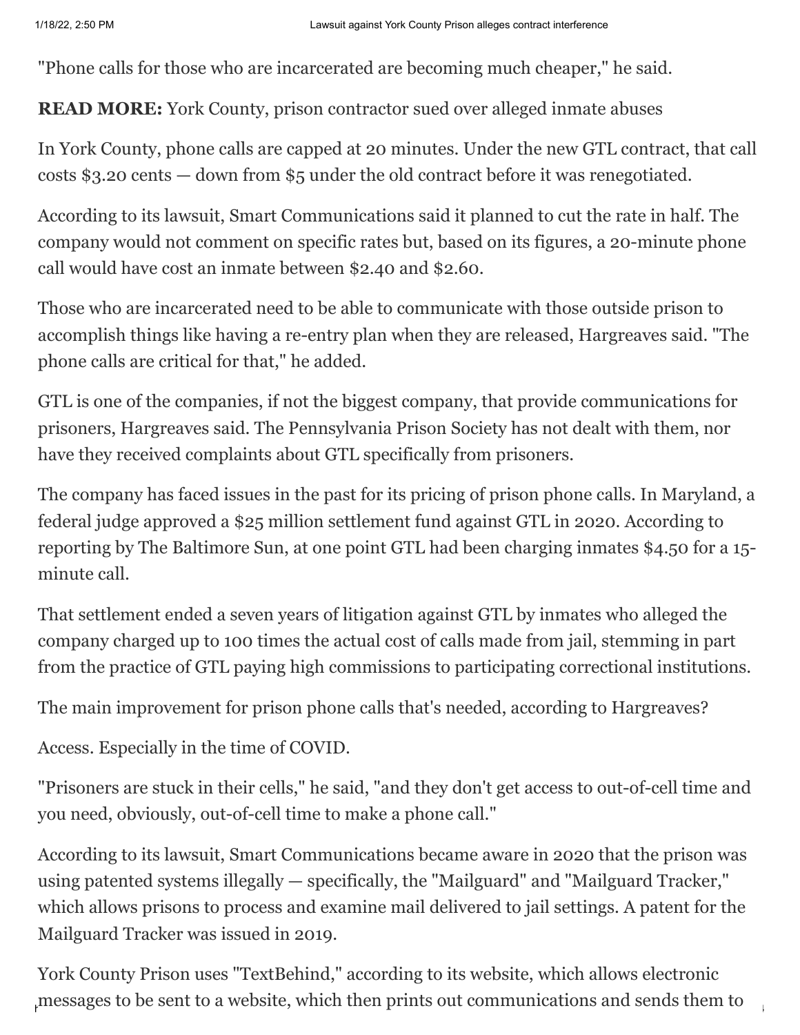"Phone calls for those who are incarcerated are becoming much cheaper," he said.

**READ MORE:** York County, prison contractor sued over alleged inmate abuses

In York County, phone calls are capped at 20 minutes. Under the new GTL contract, that call costs $3.20 cents — down from $5 under the old contract before it was renegotiated.

According to its lawsuit, Smart Communications said it planned to cut the rate in half. The company would not comment on specific rates but, based on its figures, a 20-minute phone call would have cost an inmate between $2.40 and $2.60.

Those who are incarcerated need to be able to communicate with those outside prison to accomplish things like having a re-entry plan when they are released, Hargreaves said. "The phone calls are critical for that," he added.

GTL is one of the companies, if not the biggest company, that provide communications for prisoners, Hargreaves said. The Pennsylvania Prison Society has not dealt with them, nor have they received complaints about GTL specifically from prisoners.

The company has faced issues in the past for its pricing of prison phone calls. In Maryland, a federal judge approved a $25 million settlement fund against GTL in 2020. According to reporting by The Baltimore Sun, at one point GTL had been charging inmates $4.50 for a 15-minute call.

That settlement ended a seven years of litigation against GTL by inmates who alleged the company charged up to 100 times the actual cost of calls made from jail, stemming in part from the practice of GTL paying high commissions to participating correctional institutions.

The main improvement for prison phone calls that's needed, according to Hargreaves?

Access. Especially in the time of COVID.

"Prisoners are stuck in their cells," he said, "and they don't get access to out-of-cell time and you need, obviously, out-of-cell time to make a phone call."

According to its lawsuit, Smart Communications became aware in 2020 that the prison was using patented systems illegally — specifically, the "Mailguard" and "Mailguard Tracker," which allows prisons to process and examine mail delivered to jail settings. A patent for the Mailguard Tracker was issued in 2019.

York County Prison uses "TextBehind," according to its website, which allows electronic messages to be sent to a website, which then prints out communications and sends them to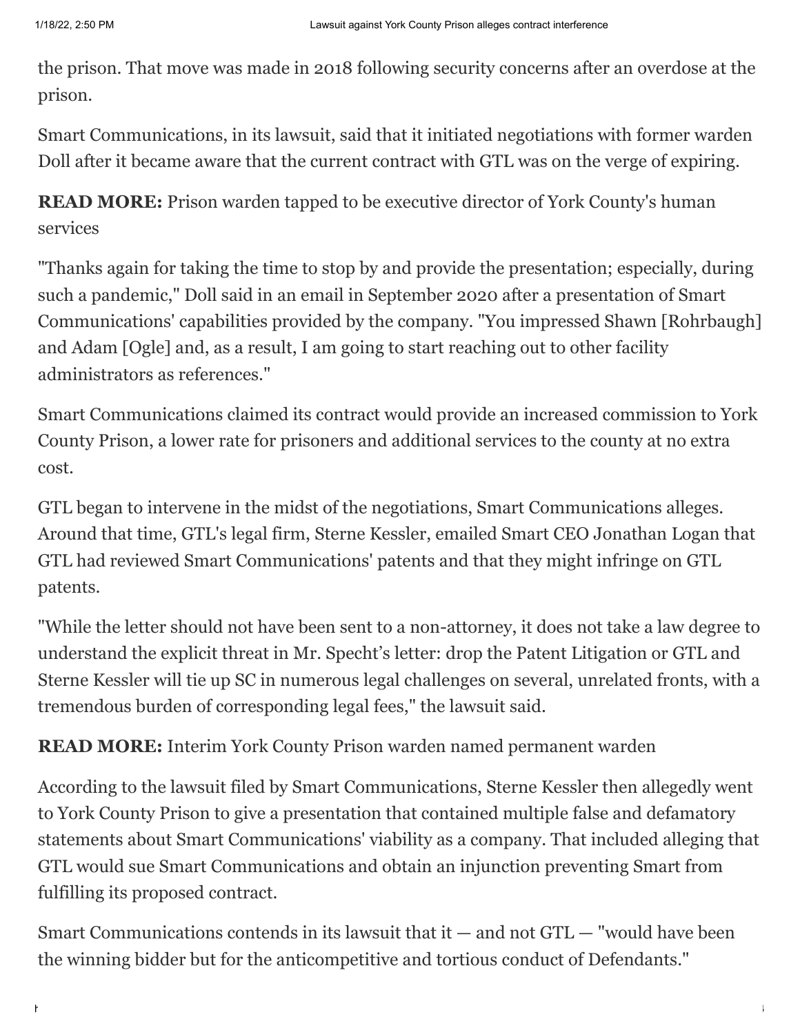the prison. That move was made in 2018 following security concerns after an overdose at the prison.

Smart Communications, in its lawsuit, said that it initiated negotiations with former warden Doll after it became aware that the current contract with GTL was on the verge of expiring.

**READ MORE:** Prison warden tapped to be executive director of York County's human services

"Thanks again for taking the time to stop by and provide the presentation; especially, during such a pandemic," Doll said in an email in September 2020 after a presentation of Smart Communications' capabilities provided by the company. "You impressed Shawn [Rohrbaugh] and Adam [Ogle] and, as a result, I am going to start reaching out to other facility administrators as references."

Smart Communications claimed its contract would provide an increased commission to York County Prison, a lower rate for prisoners and additional services to the county at no extra cost.

GTL began to intervene in the midst of the negotiations, Smart Communications alleges. Around that time, GTL's legal firm, Sterne Kessler, emailed Smart CEO Jonathan Logan that GTL had reviewed Smart Communications' patents and that they might infringe on GTL patents.

"While the letter should not have been sent to a non-attorney, it does not take a law degree to understand the explicit threat in Mr. Specht's letter: drop the Patent Litigation or GTL and Sterne Kessler will tie up SC in numerous legal challenges on several, unrelated fronts, with a tremendous burden of corresponding legal fees," the lawsuit said.

**READ MORE:** Interim York County Prison warden named permanent warden

According to the lawsuit filed by Smart Communications, Sterne Kessler then allegedly went to York County Prison to give a presentation that contained multiple false and defamatory statements about Smart Communications' viability as a company. That included alleging that GTL would sue Smart Communications and obtain an injunction preventing Smart from fulfilling its proposed contract.

Smart Communications contends in its lawsuit that it — and not GTL — "would have been the winning bidder but for the anticompetitive and tortious conduct of Defendants."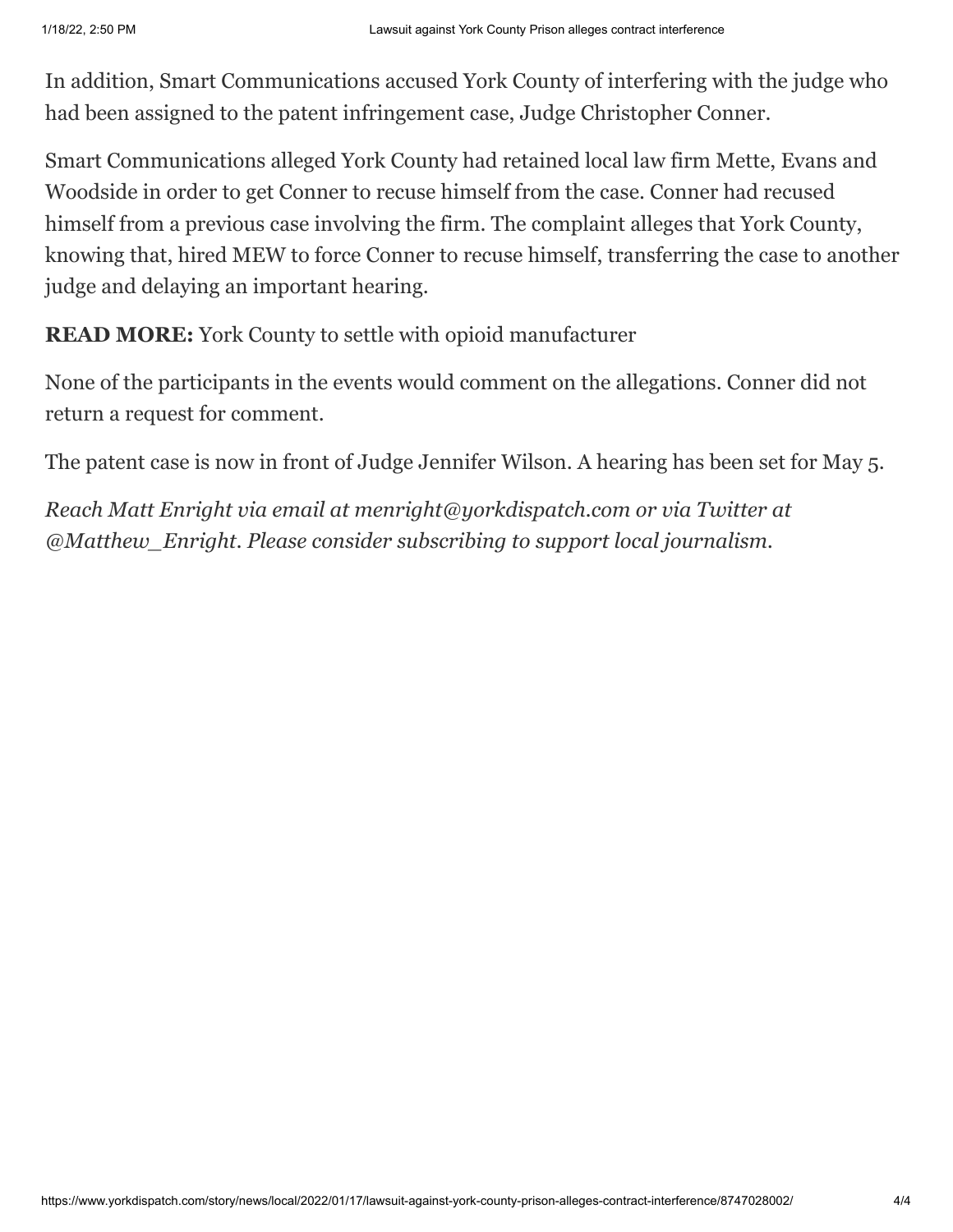In addition, Smart Communications accused York County of interfering with the judge who had been assigned to the patent infringement case, Judge Christopher Conner.

Smart Communications alleged York County had retained local law firm Mette, Evans and Woodside in order to get Conner to recuse himself from the case. Conner had recused himself from a previous case involving the firm. The complaint alleges that York County, knowing that, hired MEW to force Conner to recuse himself, transferring the case to another judge and delaying an important hearing.

**READ MORE:** York County to settle with opioid manufacturer

None of the participants in the events would comment on the allegations. Conner did not return a request for comment.

The patent case is now in front of Judge Jennifer Wilson. A hearing has been set for May 5.

*Reach Matt Enright via email at menright@yorkdispatch.com or via Twitter at @Matthew_Enright. Please consider subscribing to support local journalism.*